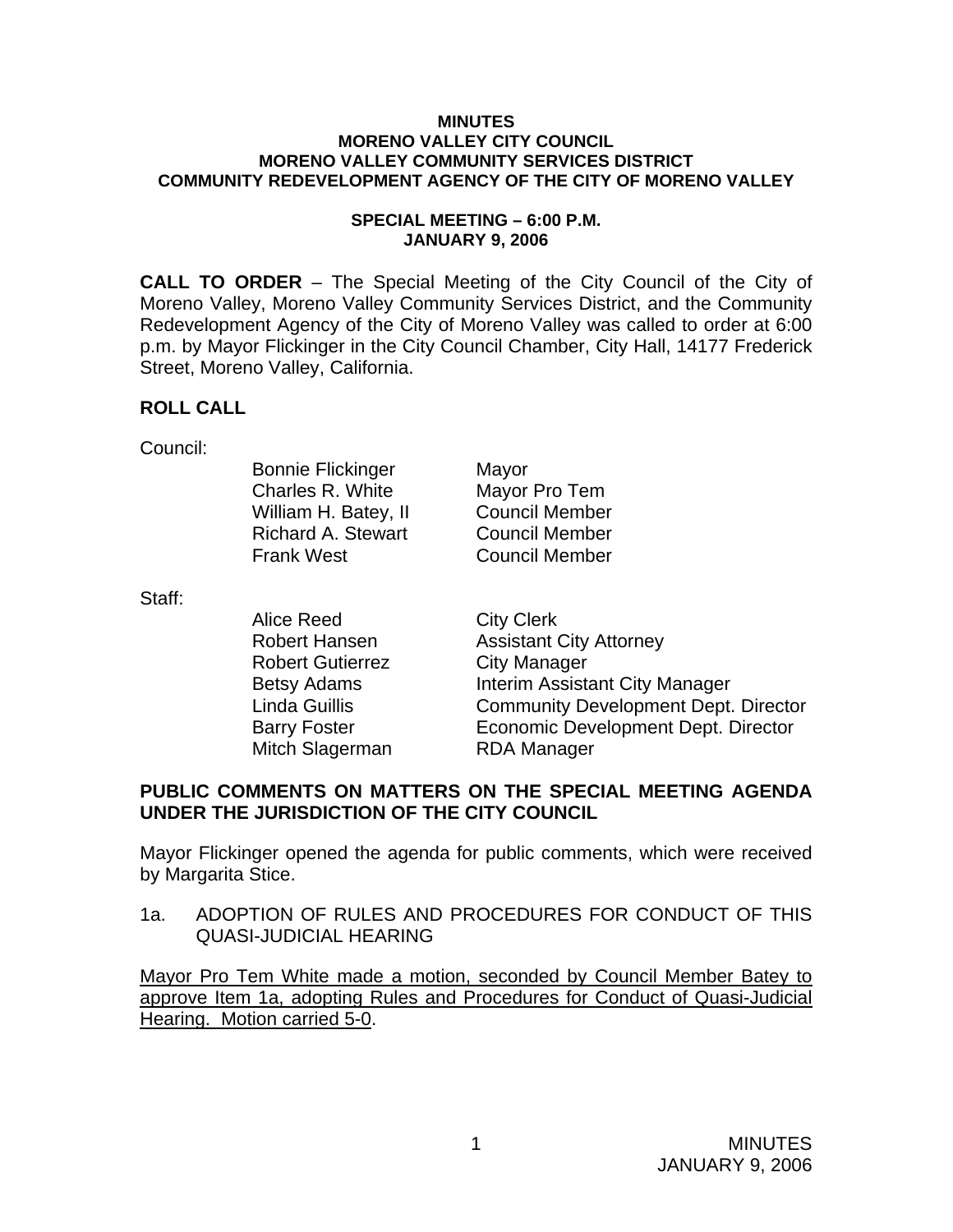**MINUTES**
**MORENO VALLEY CITY COUNCIL**
**MORENO VALLEY COMMUNITY SERVICES DISTRICT**
**COMMUNITY REDEVELOPMENT AGENCY OF THE CITY OF MORENO VALLEY**

**SPECIAL MEETING – 6:00 P.M.**
**JANUARY 9, 2006**

**CALL TO ORDER** – The Special Meeting of the City Council of the City of Moreno Valley, Moreno Valley Community Services District, and the Community Redevelopment Agency of the City of Moreno Valley was called to order at 6:00 p.m. by Mayor Flickinger in the City Council Chamber, City Hall, 14177 Frederick Street, Moreno Valley, California.

## ROLL CALL

Council:

| | |
|---|---|
| Bonnie Flickinger | Mayor |
| Charles R. White | Mayor Pro Tem |
| William H. Batey, II | Council Member |
| Richard A. Stewart | Council Member |
| Frank West | Council Member |

Staff:

| | |
|---|---|
| Alice Reed | City Clerk |
| Robert Hansen | Assistant City Attorney |
| Robert Gutierrez | City Manager |
| Betsy Adams | Interim Assistant City Manager |
| Linda Guillis | Community Development Dept. Director |
| Barry Foster | Economic Development Dept. Director |
| Mitch Slagerman | RDA Manager |

## PUBLIC COMMENTS ON MATTERS ON THE SPECIAL MEETING AGENDA UNDER THE JURISDICTION OF THE CITY COUNCIL

Mayor Flickinger opened the agenda for public comments, which were received by Margarita Stice.

1a. ADOPTION OF RULES AND PROCEDURES FOR CONDUCT OF THIS QUASI-JUDICIAL HEARING

Mayor Pro Tem White made a motion, seconded by Council Member Batey to approve Item 1a, adopting Rules and Procedures for Conduct of Quasi-Judicial Hearing. Motion carried 5-0.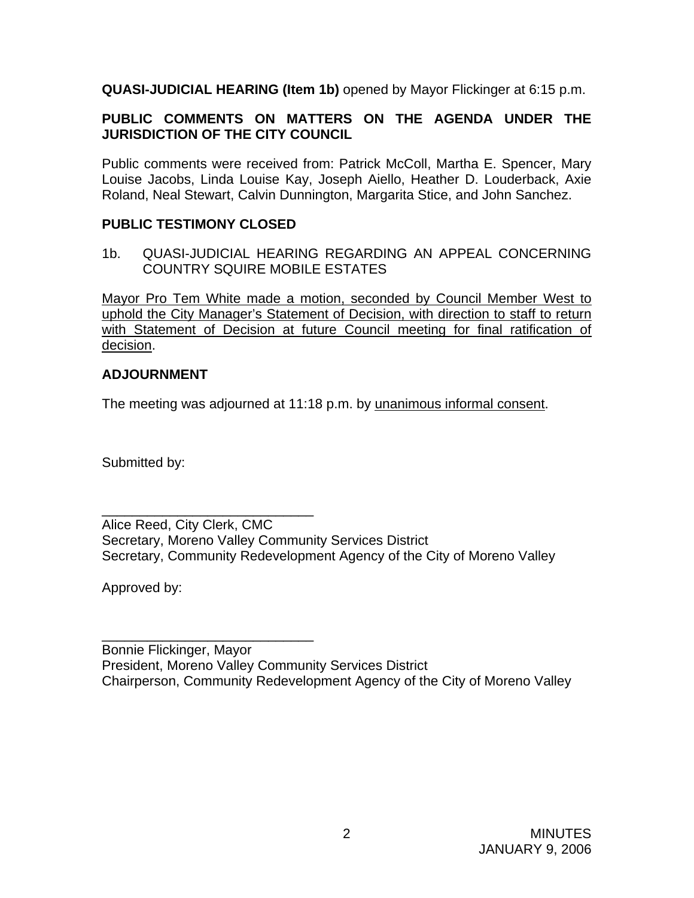**QUASI-JUDICIAL HEARING (Item 1b)** opened by Mayor Flickinger at 6:15 p.m.

**PUBLIC COMMENTS ON MATTERS ON THE AGENDA UNDER THE JURISDICTION OF THE CITY COUNCIL**

Public comments were received from: Patrick McColl, Martha E. Spencer, Mary Louise Jacobs, Linda Louise Kay, Joseph Aiello, Heather D. Louderback, Axie Roland, Neal Stewart, Calvin Dunnington, Margarita Stice, and John Sanchez.

**PUBLIC TESTIMONY CLOSED**

1b. QUASI-JUDICIAL HEARING REGARDING AN APPEAL CONCERNING COUNTRY SQUIRE MOBILE ESTATES

<u>Mayor Pro Tem White made a motion, seconded by Council Member West to uphold the City Manager's Statement of Decision, with direction to staff to return with Statement of Decision at future Council meeting for final ratification of decision</u>.

**ADJOURNMENT**

The meeting was adjourned at 11:18 p.m. by <u>unanimous informal consent</u>.

Submitted by:

\_\_\_\_\_\_\_\_\_\_\_\_\_\_\_\_\_\_\_\_\_\_\_\_\_\_\_\_\_\_

Alice Reed, City Clerk, CMC
Secretary, Moreno Valley Community Services District
Secretary, Community Redevelopment Agency of the City of Moreno Valley

Approved by:

\_\_\_\_\_\_\_\_\_\_\_\_\_\_\_\_\_\_\_\_\_\_\_\_\_\_\_\_\_\_

Bonnie Flickinger, Mayor
President, Moreno Valley Community Services District
Chairperson, Community Redevelopment Agency of the City of Moreno Valley